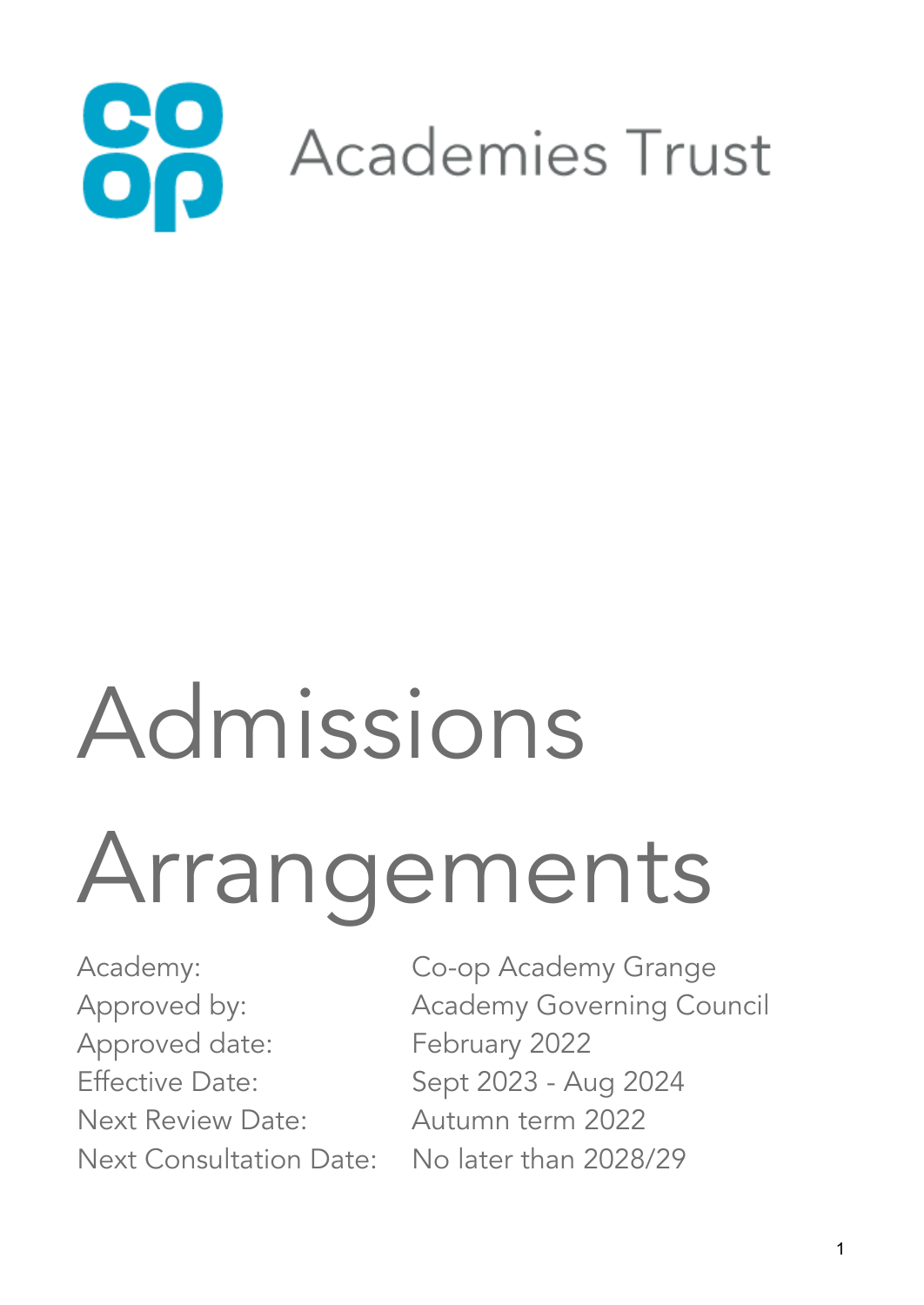Academies Trust

# Admissions Arrangements

| | |
|---|---|
| Academy: | Co-op Academy Grange |
| Approved by: | Academy Governing Council |
| Approved date: | February 2022 |
| Effective Date: | Sept 2023 - Aug 2024 |
| Next Review Date: | Autumn term 2022 |
| Next Consultation Date: | No later than 2028/29 |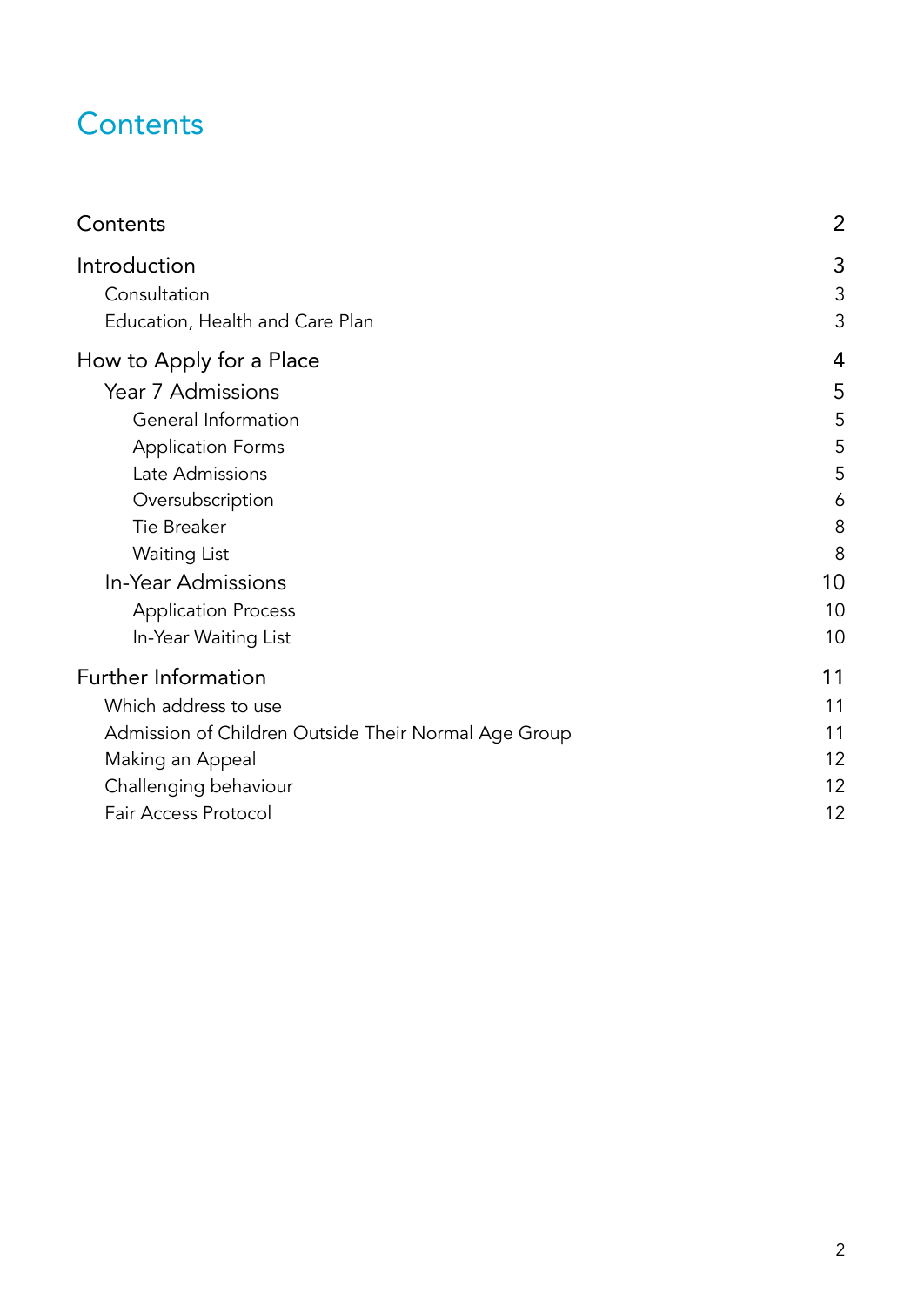# Contents

| | |
|---|---|
| Contents | 2 |
| Introduction | 3 |
| Consultation | 3 |
| Education, Health and Care Plan | 3 |
| How to Apply for a Place | 4 |
| Year 7 Admissions | 5 |
| General Information | 5 |
| Application Forms | 5 |
| Late Admissions | 5 |
| Oversubscription | 6 |
| Tie Breaker | 8 |
| Waiting List | 8 |
| In-Year Admissions | 10 |
| Application Process | 10 |
| In-Year Waiting List | 10 |
| Further Information | 11 |
| Which address to use | 11 |
| Admission of Children Outside Their Normal Age Group | 11 |
| Making an Appeal | 12 |
| Challenging behaviour | 12 |
| Fair Access Protocol | 12 |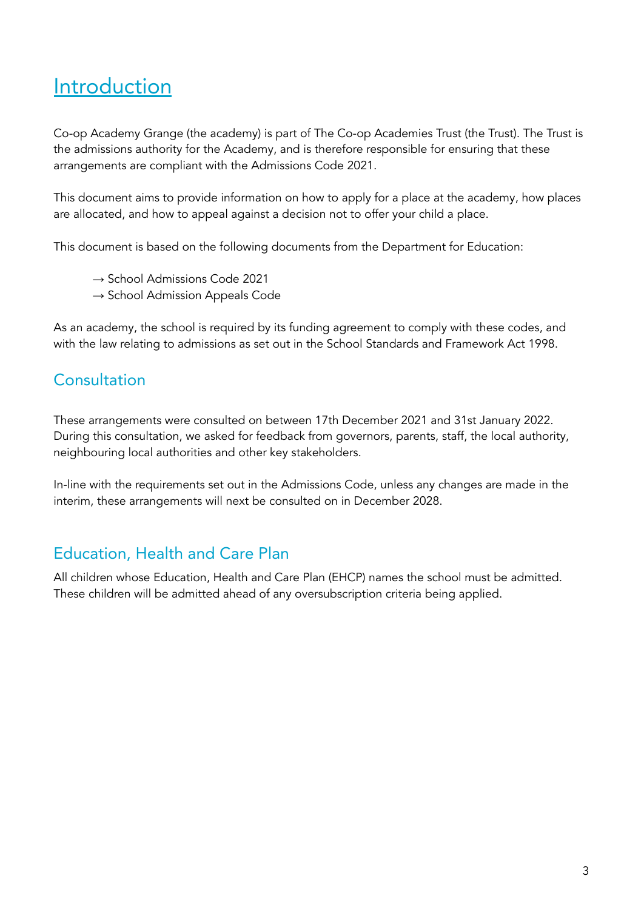# Introduction

Co-op Academy Grange (the academy) is part of The Co-op Academies Trust (the Trust). The Trust is the admissions authority for the Academy, and is therefore responsible for ensuring that these arrangements are compliant with the Admissions Code 2021.

This document aims to provide information on how to apply for a place at the academy, how places are allocated, and how to appeal against a decision not to offer your child a place.

This document is based on the following documents from the Department for Education:

→ School Admissions Code 2021
→ School Admission Appeals Code

As an academy, the school is required by its funding agreement to comply with these codes, and with the law relating to admissions as set out in the School Standards and Framework Act 1998.

## Consultation

These arrangements were consulted on between 17th December 2021 and 31st January 2022. During this consultation, we asked for feedback from governors, parents, staff, the local authority, neighbouring local authorities and other key stakeholders.

In-line with the requirements set out in the Admissions Code, unless any changes are made in the interim, these arrangements will next be consulted on in December 2028.

## Education, Health and Care Plan

All children whose Education, Health and Care Plan (EHCP) names the school must be admitted. These children will be admitted ahead of any oversubscription criteria being applied.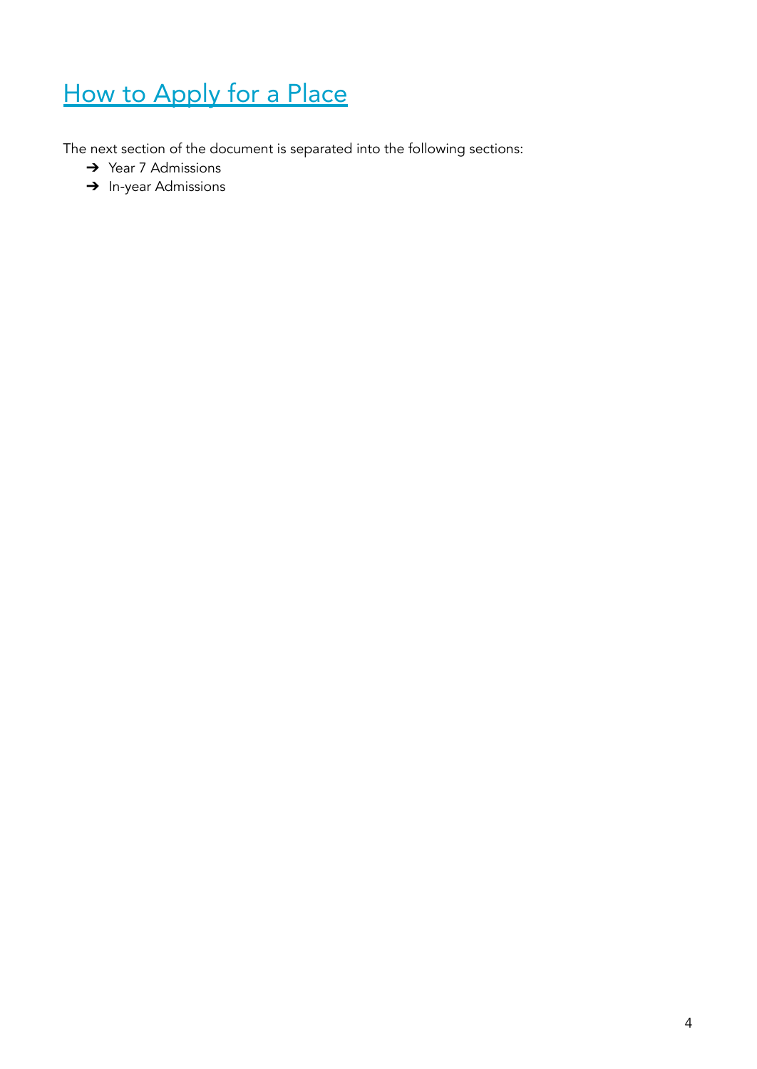# How to Apply for a Place

The next section of the document is separated into the following sections:

- Year 7 Admissions
- In-year Admissions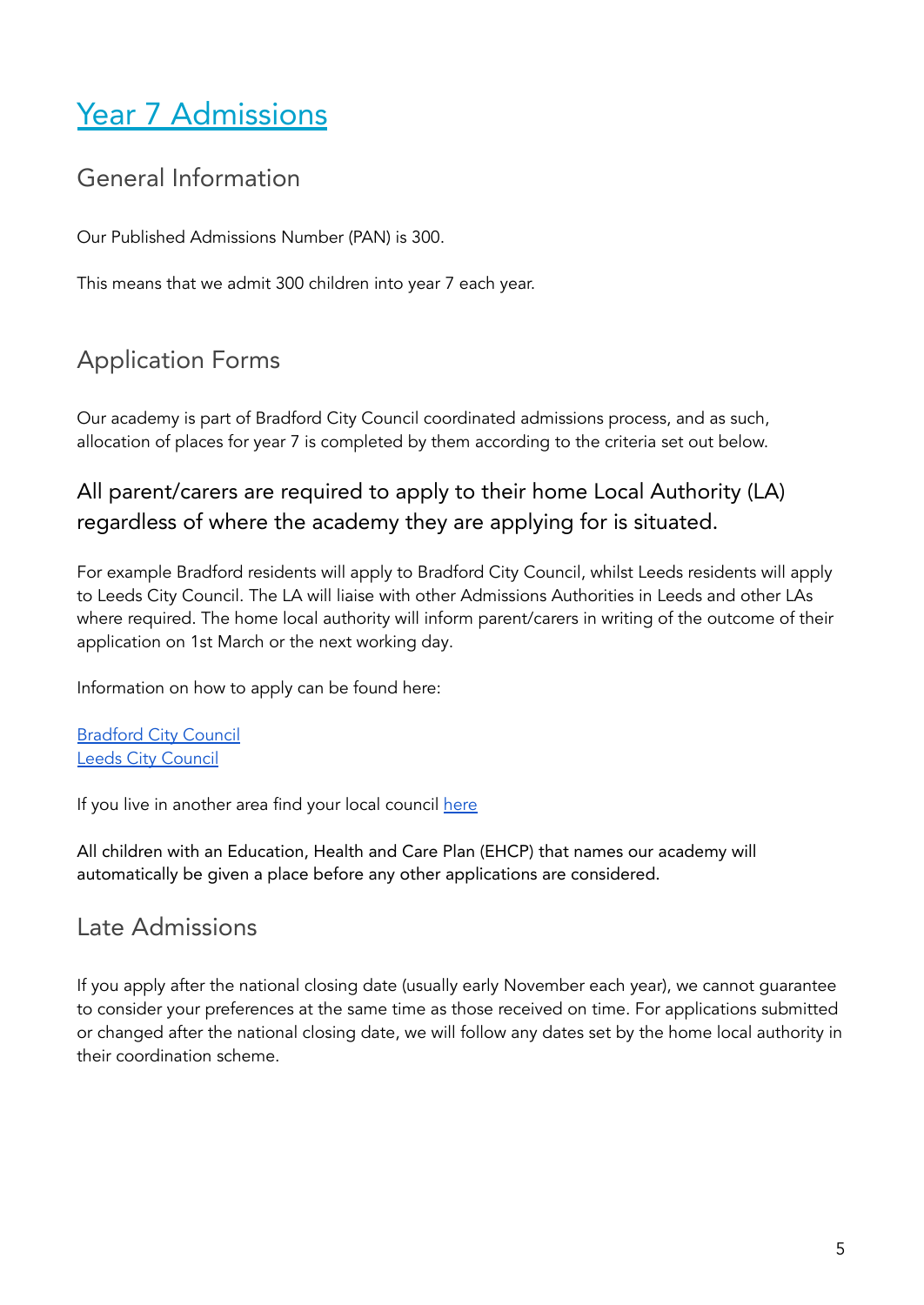# Year 7 Admissions

## General Information

Our Published Admissions Number (PAN) is 300.

This means that we admit 300 children into year 7 each year.

## Application Forms

Our academy is part of Bradford City Council coordinated admissions process, and as such, allocation of places for year 7 is completed by them according to the criteria set out below.

### All parent/carers are required to apply to their home Local Authority (LA) regardless of where the academy they are applying for is situated.

For example Bradford residents will apply to Bradford City Council, whilst Leeds residents will apply to Leeds City Council. The LA will liaise with other Admissions Authorities in Leeds and other LAs where required. The home local authority will inform parent/carers in writing of the outcome of their application on 1st March or the next working day.

Information on how to apply can be found here:

Bradford City Council
Leeds City Council

If you live in another area find your local council here

All children with an Education, Health and Care Plan (EHCP) that names our academy will automatically be given a place before any other applications are considered.

## Late Admissions

If you apply after the national closing date (usually early November each year), we cannot guarantee to consider your preferences at the same time as those received on time. For applications submitted or changed after the national closing date, we will follow any dates set by the home local authority in their coordination scheme.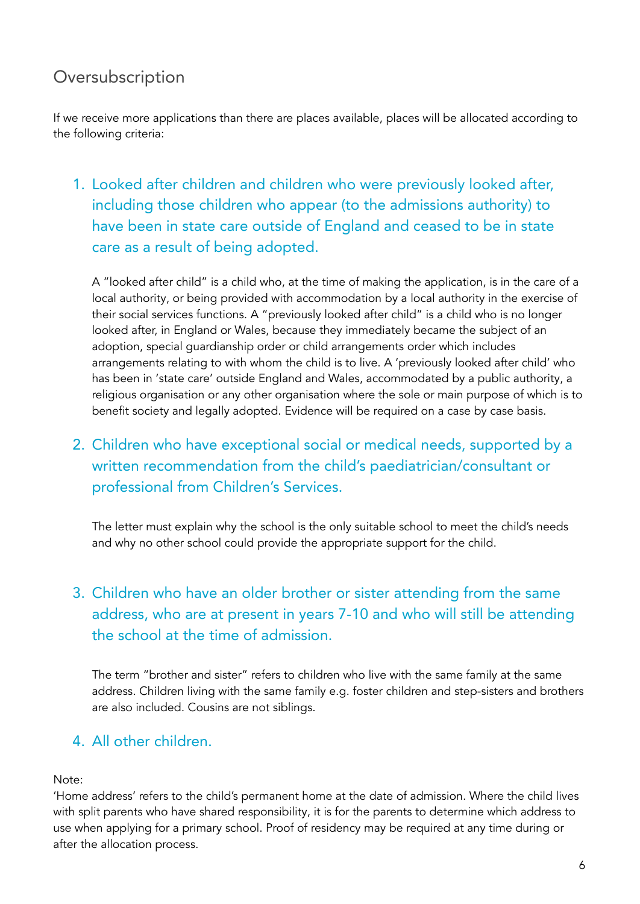## Oversubscription

If we receive more applications than there are places available, places will be allocated according to the following criteria:

1. Looked after children and children who were previously looked after, including those children who appear (to the admissions authority) to have been in state care outside of England and ceased to be in state care as a result of being adopted.

   A "looked after child" is a child who, at the time of making the application, is in the care of a local authority, or being provided with accommodation by a local authority in the exercise of their social services functions. A "previously looked after child" is a child who is no longer looked after, in England or Wales, because they immediately became the subject of an adoption, special guardianship order or child arrangements order which includes arrangements relating to with whom the child is to live. A 'previously looked after child' who has been in 'state care' outside England and Wales, accommodated by a public authority, a religious organisation or any other organisation where the sole or main purpose of which is to benefit society and legally adopted. Evidence will be required on a case by case basis.

2. Children who have exceptional social or medical needs, supported by a written recommendation from the child's paediatrician/consultant or professional from Children's Services.

   The letter must explain why the school is the only suitable school to meet the child's needs and why no other school could provide the appropriate support for the child.

3. Children who have an older brother or sister attending from the same address, who are at present in years 7-10 and who will still be attending the school at the time of admission.

   The term "brother and sister" refers to children who live with the same family at the same address. Children living with the same family e.g. foster children and step-sisters and brothers are also included. Cousins are not siblings.

4. All other children.

Note:
'Home address' refers to the child's permanent home at the date of admission. Where the child lives with split parents who have shared responsibility, it is for the parents to determine which address to use when applying for a primary school. Proof of residency may be required at any time during or after the allocation process.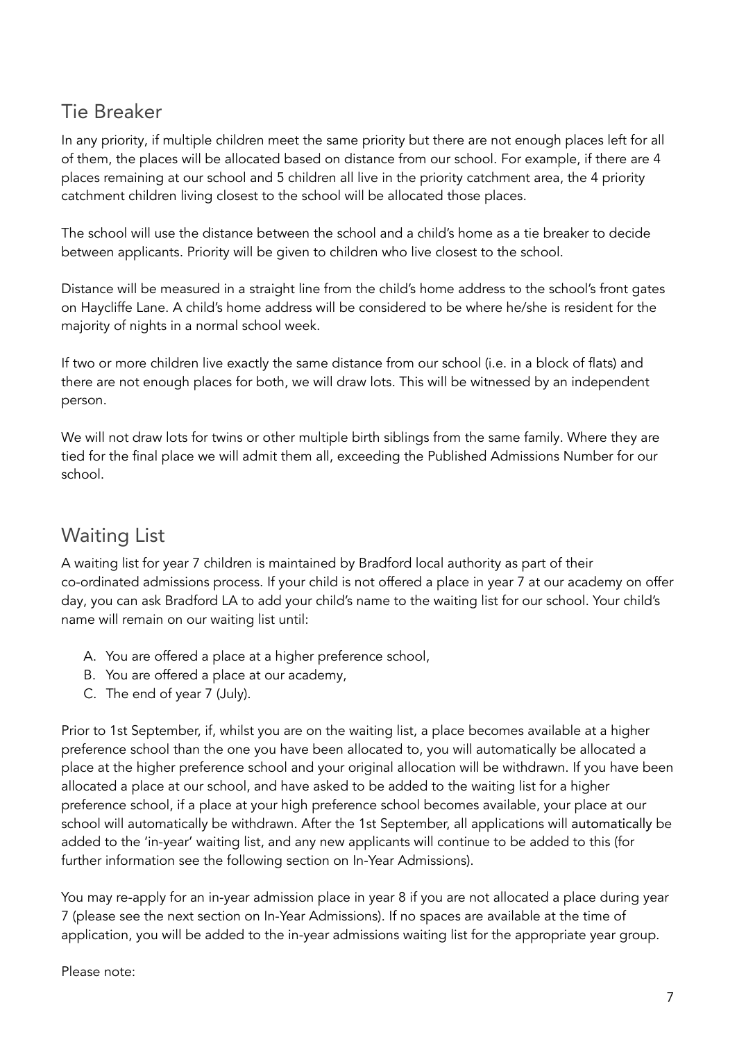## Tie Breaker

In any priority, if multiple children meet the same priority but there are not enough places left for all of them, the places will be allocated based on distance from our school. For example, if there are 4 places remaining at our school and 5 children all live in the priority catchment area, the 4 priority catchment children living closest to the school will be allocated those places.

The school will use the distance between the school and a child's home as a tie breaker to decide between applicants. Priority will be given to children who live closest to the school.

Distance will be measured in a straight line from the child's home address to the school's front gates on Haycliffe Lane. A child's home address will be considered to be where he/she is resident for the majority of nights in a normal school week.

If two or more children live exactly the same distance from our school (i.e. in a block of flats) and there are not enough places for both, we will draw lots. This will be witnessed by an independent person.

We will not draw lots for twins or other multiple birth siblings from the same family. Where they are tied for the final place we will admit them all, exceeding the Published Admissions Number for our school.

## Waiting List

A waiting list for year 7 children is maintained by Bradford local authority as part of their co-ordinated admissions process. If your child is not offered a place in year 7 at our academy on offer day, you can ask Bradford LA to add your child's name to the waiting list for our school. Your child's name will remain on our waiting list until:

A. You are offered a place at a higher preference school,
B. You are offered a place at our academy,
C. The end of year 7 (July).

Prior to 1st September, if, whilst you are on the waiting list, a place becomes available at a higher preference school than the one you have been allocated to, you will automatically be allocated a place at the higher preference school and your original allocation will be withdrawn. If you have been allocated a place at our school, and have asked to be added to the waiting list for a higher preference school, if a place at your high preference school becomes available, your place at our school will automatically be withdrawn. After the 1st September, all applications will automatically be added to the 'in-year' waiting list, and any new applicants will continue to be added to this (for further information see the following section on In-Year Admissions).

You may re-apply for an in-year admission place in year 8 if you are not allocated a place during year 7 (please see the next section on In-Year Admissions). If no spaces are available at the time of application, you will be added to the in-year admissions waiting list for the appropriate year group.

Please note: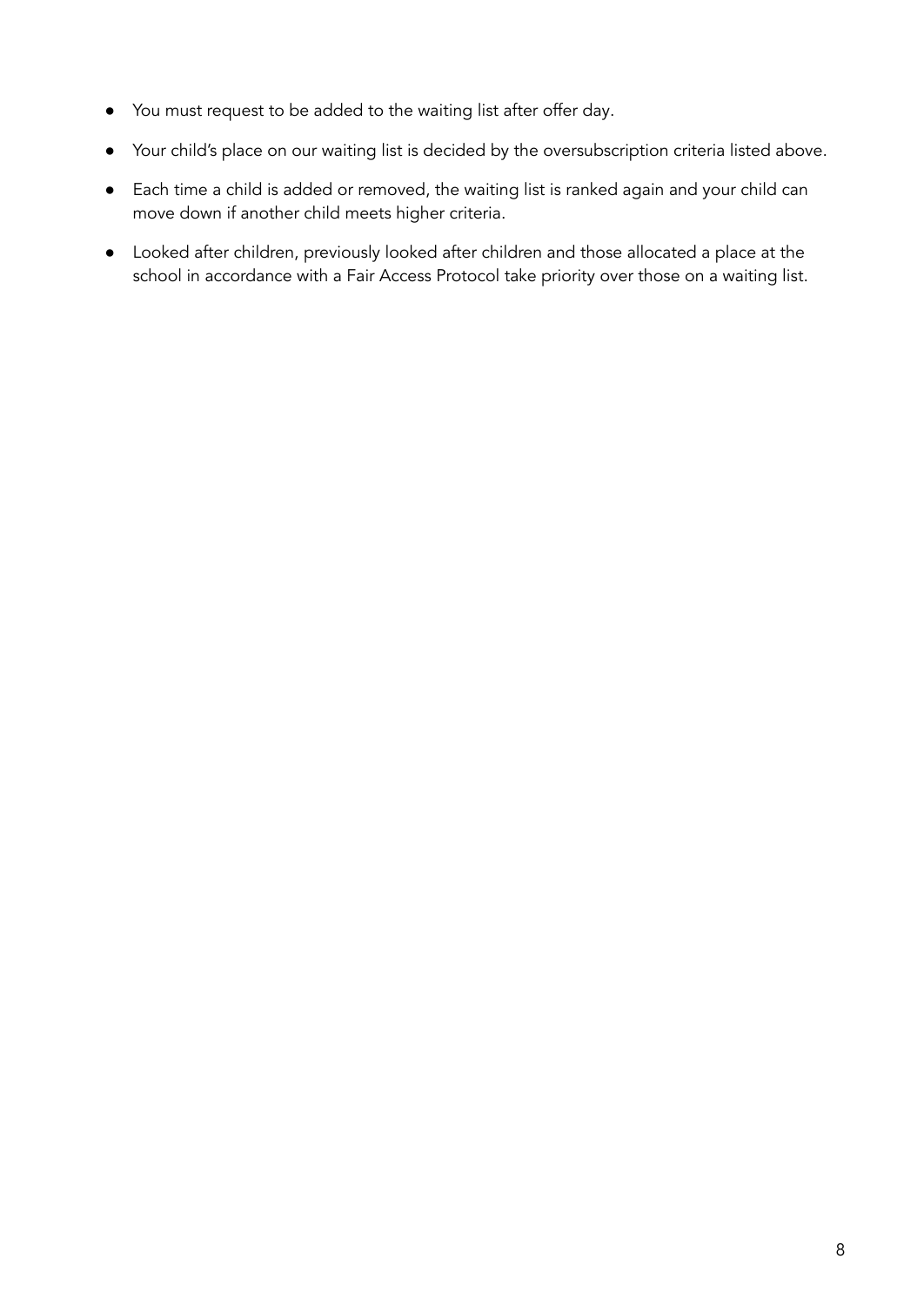- You must request to be added to the waiting list after offer day.
- Your child's place on our waiting list is decided by the oversubscription criteria listed above.
- Each time a child is added or removed, the waiting list is ranked again and your child can move down if another child meets higher criteria.
- Looked after children, previously looked after children and those allocated a place at the school in accordance with a Fair Access Protocol take priority over those on a waiting list.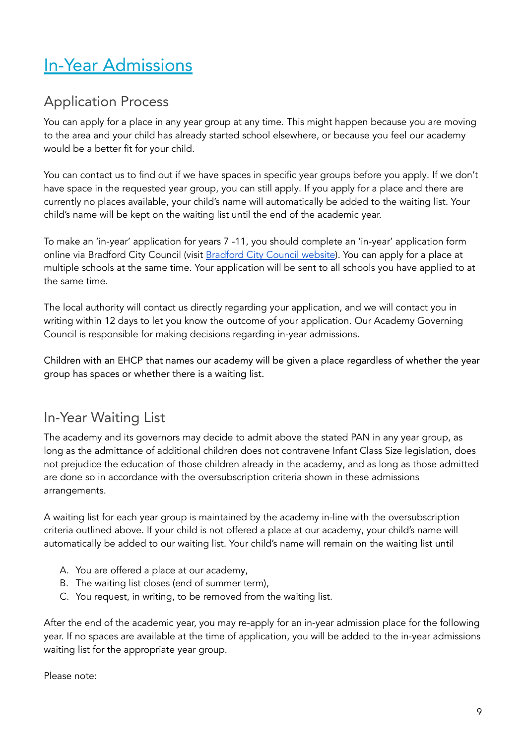# [In-Year Admissions]()

## Application Process

You can apply for a place in any year group at any time. This might happen because you are moving to the area and your child has already started school elsewhere, or because you feel our academy would be a better fit for your child.

You can contact us to find out if we have spaces in specific year groups before you apply. If we don't have space in the requested year group, you can still apply. If you apply for a place and there are currently no places available, your child's name will automatically be added to the waiting list. Your child's name will be kept on the waiting list until the end of the academic year.

To make an 'in-year' application for years 7 -11, you should complete an 'in-year' application form online via Bradford City Council (visit [Bradford City Council website]()). You can apply for a place at multiple schools at the same time. Your application will be sent to all schools you have applied to at the same time.

The local authority will contact us directly regarding your application, and we will contact you in writing within 12 days to let you know the outcome of your application. Our Academy Governing Council is responsible for making decisions regarding in-year admissions.

Children with an EHCP that names our academy will be given a place regardless of whether the year group has spaces or whether there is a waiting list.

## In-Year Waiting List

The academy and its governors may decide to admit above the stated PAN in any year group, as long as the admittance of additional children does not contravene Infant Class Size legislation, does not prejudice the education of those children already in the academy, and as long as those admitted are done so in accordance with the oversubscription criteria shown in these admissions arrangements.

A waiting list for each year group is maintained by the academy in-line with the oversubscription criteria outlined above. If your child is not offered a place at our academy, your child's name will automatically be added to our waiting list. Your child's name will remain on the waiting list until

A. You are offered a place at our academy,
B. The waiting list closes (end of summer term),
C. You request, in writing, to be removed from the waiting list.

After the end of the academic year, you may re-apply for an in-year admission place for the following year. If no spaces are available at the time of application, you will be added to the in-year admissions waiting list for the appropriate year group.

Please note: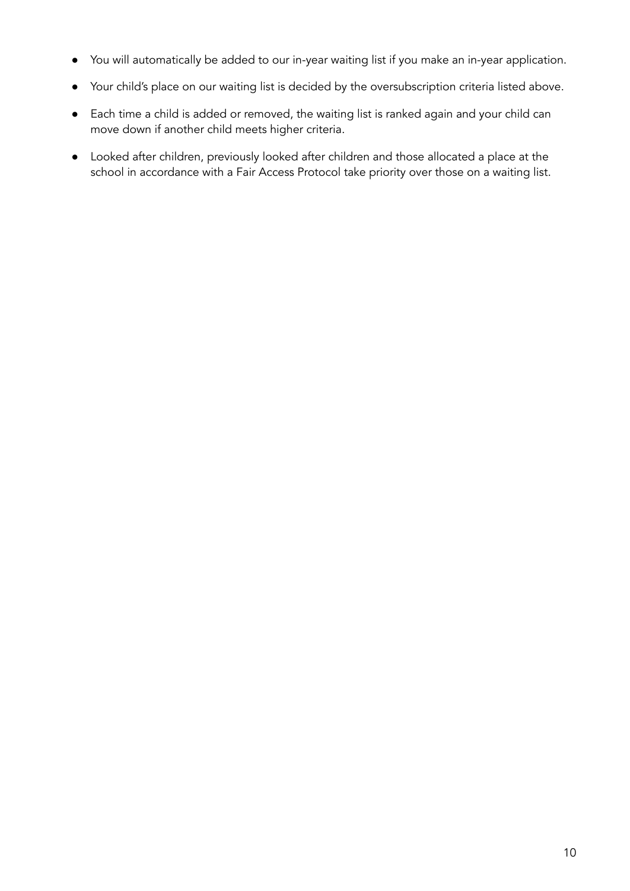- You will automatically be added to our in-year waiting list if you make an in-year application.
- Your child's place on our waiting list is decided by the oversubscription criteria listed above.
- Each time a child is added or removed, the waiting list is ranked again and your child can move down if another child meets higher criteria.
- Looked after children, previously looked after children and those allocated a place at the school in accordance with a Fair Access Protocol take priority over those on a waiting list.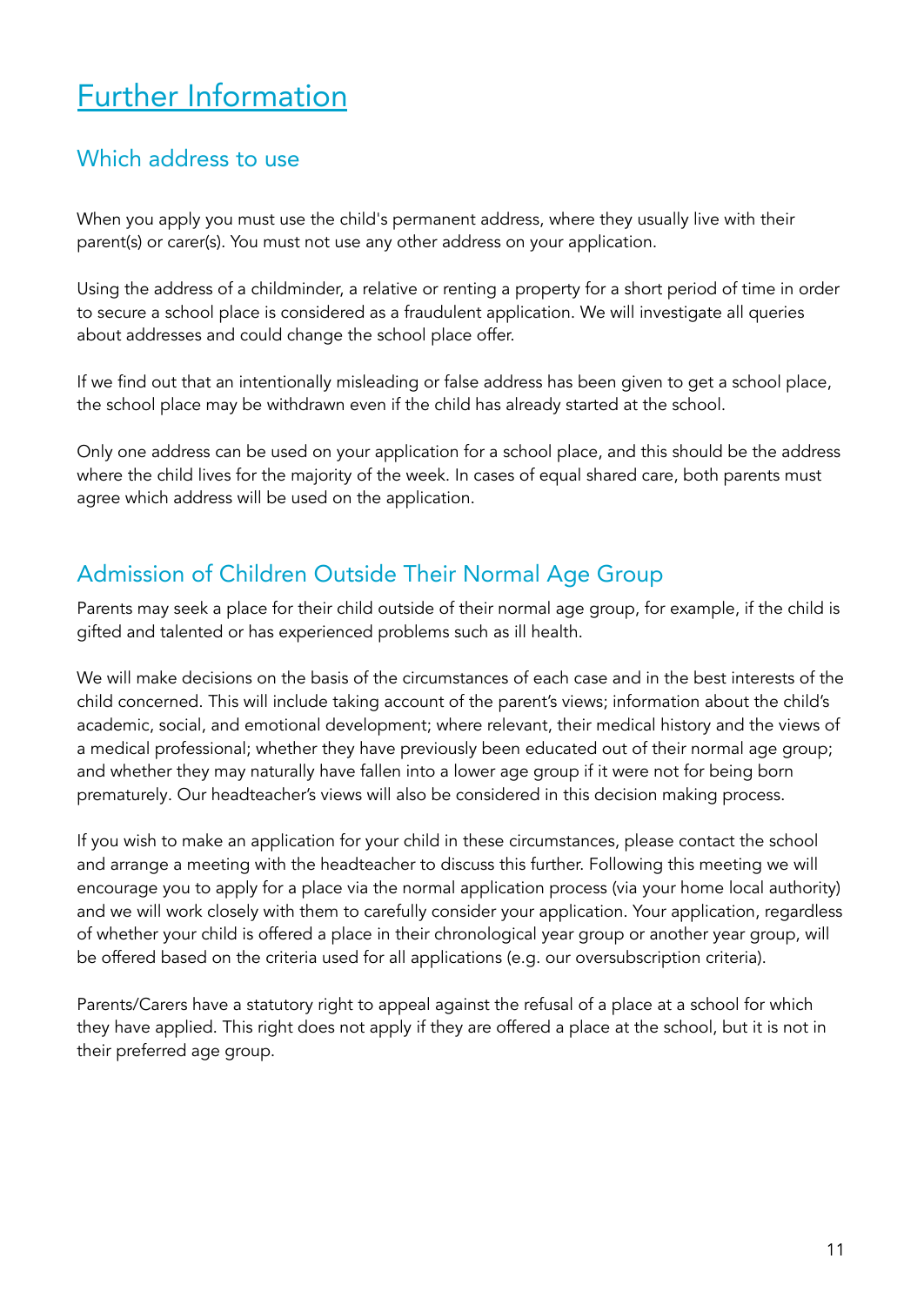# Further Information

## Which address to use

When you apply you must use the child's permanent address, where they usually live with their parent(s) or carer(s). You must not use any other address on your application.

Using the address of a childminder, a relative or renting a property for a short period of time in order to secure a school place is considered as a fraudulent application. We will investigate all queries about addresses and could change the school place offer.

If we find out that an intentionally misleading or false address has been given to get a school place, the school place may be withdrawn even if the child has already started at the school.

Only one address can be used on your application for a school place, and this should be the address where the child lives for the majority of the week. In cases of equal shared care, both parents must agree which address will be used on the application.

## Admission of Children Outside Their Normal Age Group

Parents may seek a place for their child outside of their normal age group, for example, if the child is gifted and talented or has experienced problems such as ill health.

We will make decisions on the basis of the circumstances of each case and in the best interests of the child concerned. This will include taking account of the parent's views; information about the child's academic, social, and emotional development; where relevant, their medical history and the views of a medical professional; whether they have previously been educated out of their normal age group; and whether they may naturally have fallen into a lower age group if it were not for being born prematurely. Our headteacher's views will also be considered in this decision making process.

If you wish to make an application for your child in these circumstances, please contact the school and arrange a meeting with the headteacher to discuss this further. Following this meeting we will encourage you to apply for a place via the normal application process (via your home local authority) and we will work closely with them to carefully consider your application. Your application, regardless of whether your child is offered a place in their chronological year group or another year group, will be offered based on the criteria used for all applications (e.g. our oversubscription criteria).

Parents/Carers have a statutory right to appeal against the refusal of a place at a school for which they have applied. This right does not apply if they are offered a place at the school, but it is not in their preferred age group.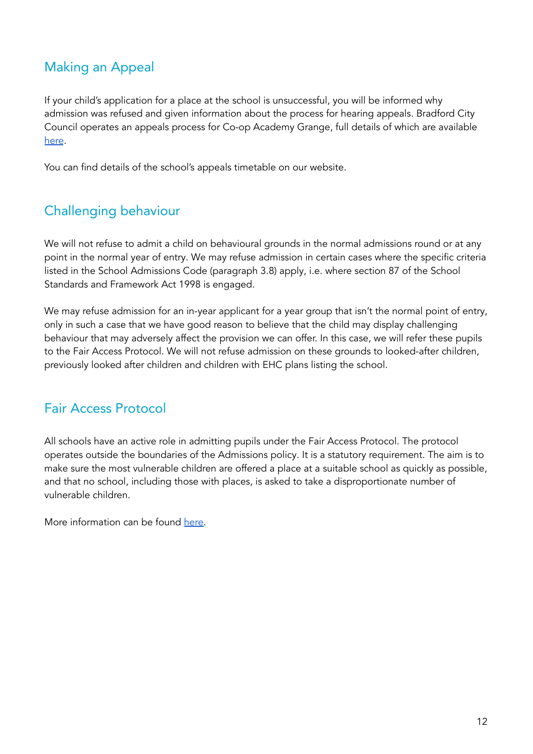## Making an Appeal

If your child's application for a place at the school is unsuccessful, you will be informed why admission was refused and given information about the process for hearing appeals. Bradford City Council operates an appeals process for Co-op Academy Grange, full details of which are available here.

You can find details of the school's appeals timetable on our website.

## Challenging behaviour

We will not refuse to admit a child on behavioural grounds in the normal admissions round or at any point in the normal year of entry. We may refuse admission in certain cases where the specific criteria listed in the School Admissions Code (paragraph 3.8) apply, i.e. where section 87 of the School Standards and Framework Act 1998 is engaged.

We may refuse admission for an in-year applicant for a year group that isn't the normal point of entry, only in such a case that we have good reason to believe that the child may display challenging behaviour that may adversely affect the provision we can offer. In this case, we will refer these pupils to the Fair Access Protocol. We will not refuse admission on these grounds to looked-after children, previously looked after children and children with EHC plans listing the school.

## Fair Access Protocol

All schools have an active role in admitting pupils under the Fair Access Protocol. The protocol operates outside the boundaries of the Admissions policy. It is a statutory requirement. The aim is to make sure the most vulnerable children are offered a place at a suitable school as quickly as possible, and that no school, including those with places, is asked to take a disproportionate number of vulnerable children.

More information can be found here.